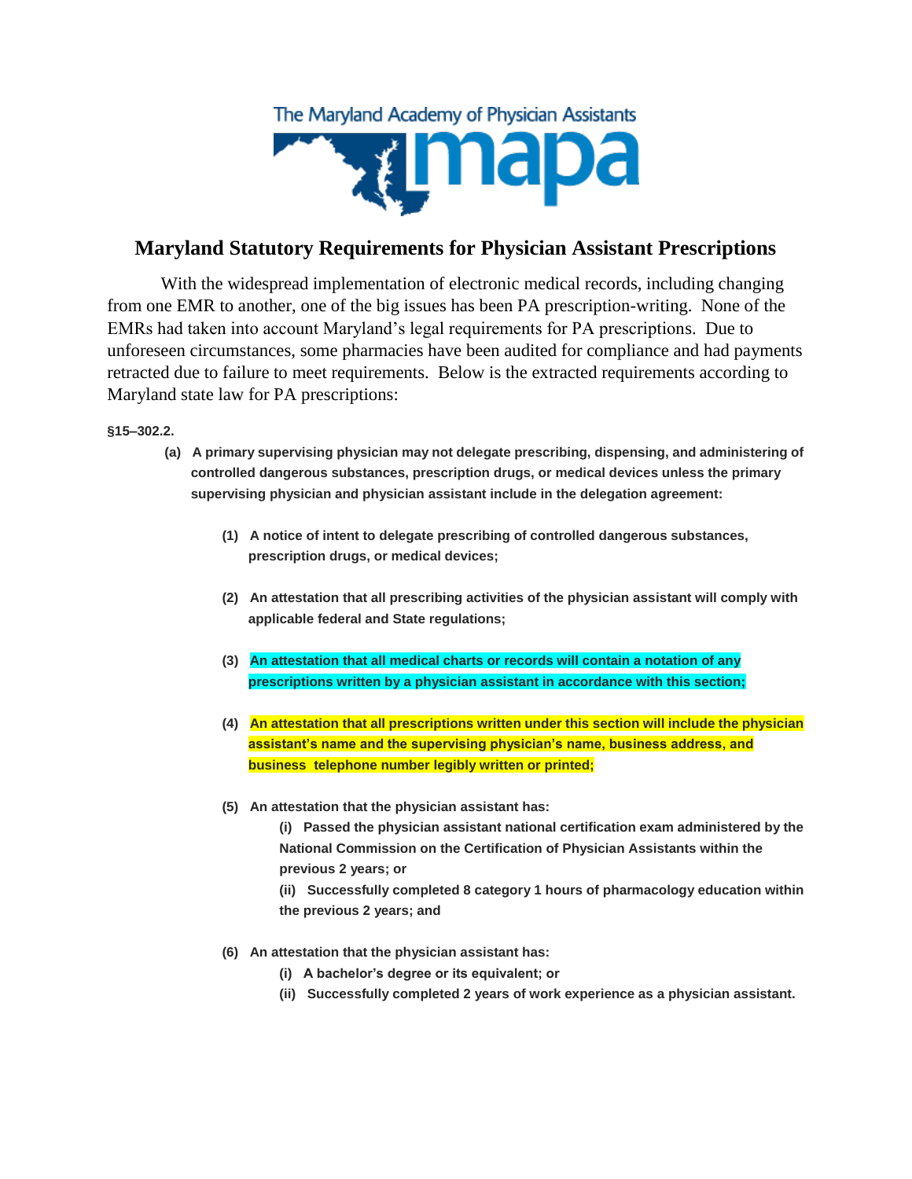The Maryland Academy of Physician Assistants

mapa

# Maryland Statutory Requirements for Physician Assistant Prescriptions

With the widespread implementation of electronic medical records, including changing from one EMR to another, one of the big issues has been PA prescription-writing. None of the EMRs had taken into account Maryland's legal requirements for PA prescriptions. Due to unforeseen circumstances, some pharmacies have been audited for compliance and had payments retracted due to failure to meet requirements. Below is the extracted requirements according to Maryland state law for PA prescriptions:

**§15–302.2.**

**(a) A primary supervising physician may not delegate prescribing, dispensing, and administering of controlled dangerous substances, prescription drugs, or medical devices unless the primary supervising physician and physician assistant include in the delegation agreement:**

**(1) A notice of intent to delegate prescribing of controlled dangerous substances, prescription drugs, or medical devices;**

**(2) An attestation that all prescribing activities of the physician assistant will comply with applicable federal and State regulations;**

**(3) An attestation that all medical charts or records will contain a notation of any prescriptions written by a physician assistant in accordance with this section;**

**(4) An attestation that all prescriptions written under this section will include the physician assistant's name and the supervising physician's name, business address, and business telephone number legibly written or printed;**

**(5) An attestation that the physician assistant has:**

**(i) Passed the physician assistant national certification exam administered by the National Commission on the Certification of Physician Assistants within the previous 2 years; or**

**(ii) Successfully completed 8 category 1 hours of pharmacology education within the previous 2 years; and**

**(6) An attestation that the physician assistant has:**

**(i) A bachelor's degree or its equivalent; or**

**(ii) Successfully completed 2 years of work experience as a physician assistant.**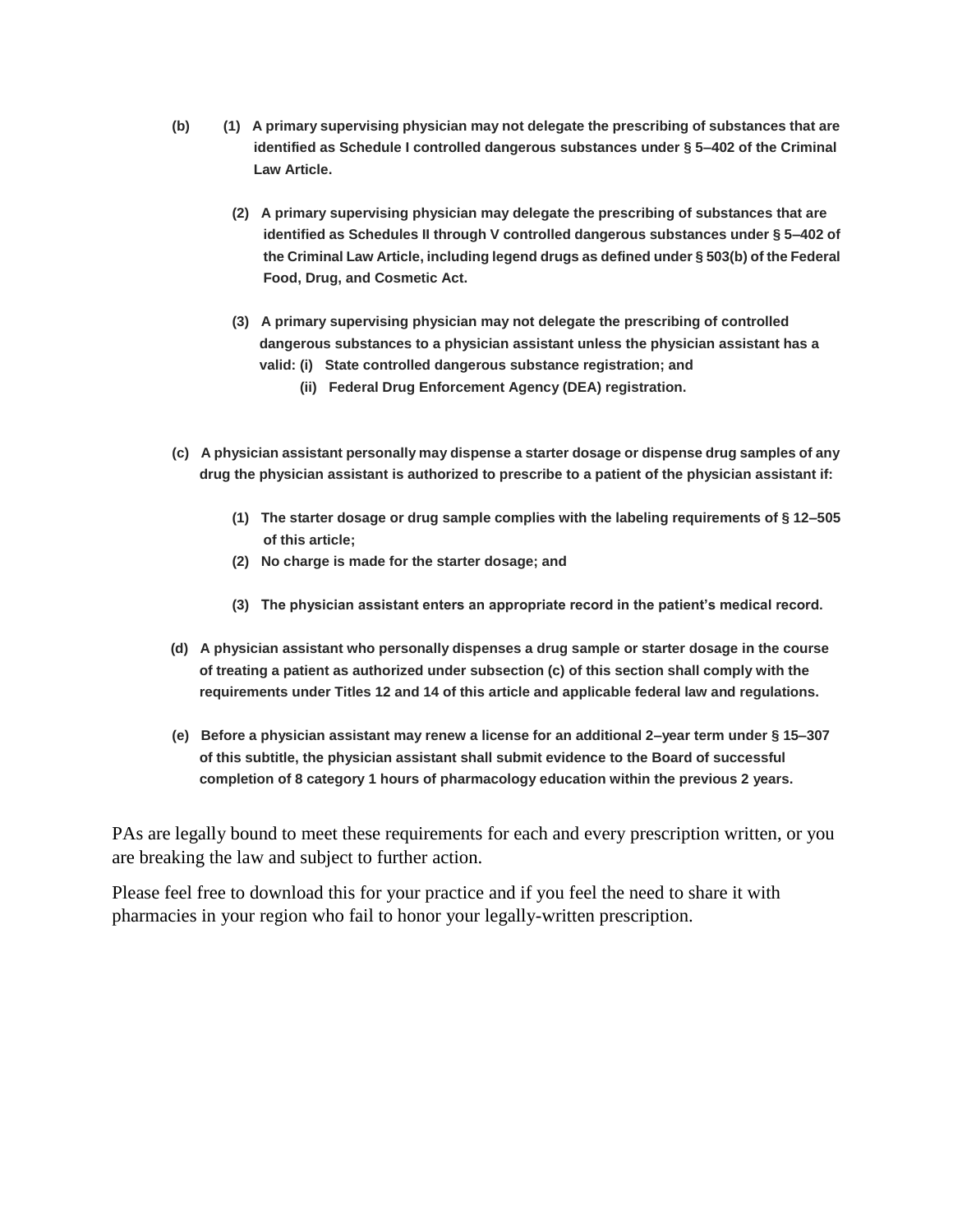**(b) (1) A primary supervising physician may not delegate the prescribing of substances that are identified as Schedule I controlled dangerous substances under § 5–402 of the Criminal Law Article.**

**(2) A primary supervising physician may delegate the prescribing of substances that are identified as Schedules II through V controlled dangerous substances under § 5–402 of the Criminal Law Article, including legend drugs as defined under § 503(b) of the Federal Food, Drug, and Cosmetic Act.**

**(3) A primary supervising physician may not delegate the prescribing of controlled dangerous substances to a physician assistant unless the physician assistant has a valid: (i) State controlled dangerous substance registration; and**

**(ii) Federal Drug Enforcement Agency (DEA) registration.**

**(c) A physician assistant personally may dispense a starter dosage or dispense drug samples of any drug the physician assistant is authorized to prescribe to a patient of the physician assistant if:**

**(1) The starter dosage or drug sample complies with the labeling requirements of § 12–505 of this article;**

**(2) No charge is made for the starter dosage; and**

**(3) The physician assistant enters an appropriate record in the patient's medical record.**

**(d) A physician assistant who personally dispenses a drug sample or starter dosage in the course of treating a patient as authorized under subsection (c) of this section shall comply with the requirements under Titles 12 and 14 of this article and applicable federal law and regulations.**

**(e) Before a physician assistant may renew a license for an additional 2–year term under § 15–307 of this subtitle, the physician assistant shall submit evidence to the Board of successful completion of 8 category 1 hours of pharmacology education within the previous 2 years.**

PAs are legally bound to meet these requirements for each and every prescription written, or you are breaking the law and subject to further action.

Please feel free to download this for your practice and if you feel the need to share it with pharmacies in your region who fail to honor your legally-written prescription.